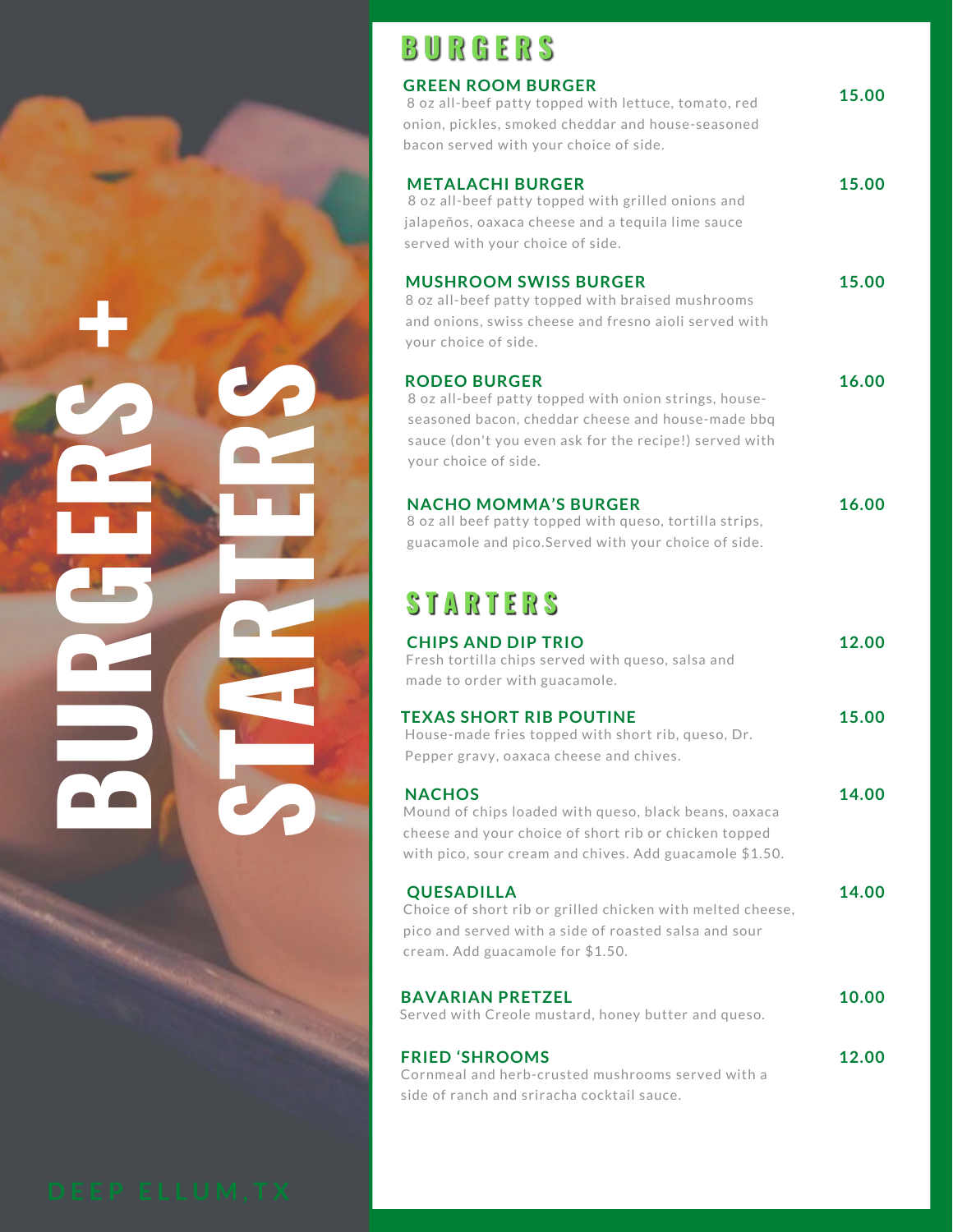# BURGERS + STARTERS

## BURGERS

**GREEN ROOM BURGER** — 15.00
8 oz all-beef patty topped with lettuce, tomato, red onion, pickles, smoked cheddar and house-seasoned bacon served with your choice of side.

**METALACHI BURGER** — 15.00
8 oz all-beef patty topped with grilled onions and jalapeños, oaxaca cheese and a tequila lime sauce served with your choice of side.

**MUSHROOM SWISS BURGER** — 15.00
8 oz all-beef patty topped with braised mushrooms and onions, swiss cheese and fresno aioli served with your choice of side.

**RODEO BURGER** — 16.00
8 oz all-beef patty topped with onion strings, house-seasoned bacon, cheddar cheese and house-made bbq sauce (don't you even ask for the recipe!) served with your choice of side.

**NACHO MOMMA'S BURGER** — 16.00
8 oz all beef patty topped with queso, tortilla strips, guacamole and pico.Served with your choice of side.

## STARTERS

**CHIPS AND DIP TRIO** — 12.00
Fresh tortilla chips served with queso, salsa and made to order with guacamole.

**TEXAS SHORT RIB POUTINE** — 15.00
House-made fries topped with short rib, queso, Dr. Pepper gravy, oaxaca cheese and chives.

**NACHOS** — 14.00
Mound of chips loaded with queso, black beans, oaxaca cheese and your choice of short rib or chicken topped with pico, sour cream and chives. Add guacamole $1.50.

**QUESADILLA** — 14.00
Choice of short rib or grilled chicken with melted cheese, pico and served with a side of roasted salsa and sour cream. Add guacamole for $1.50.

**BAVARIAN PRETZEL** — 10.00
Served with Creole mustard, honey butter and queso.

**FRIED 'SHROOMS** — 12.00
Cornmeal and herb-crusted mushrooms served with a side of ranch and sriracha cocktail sauce.

DEEP ELLUM, TX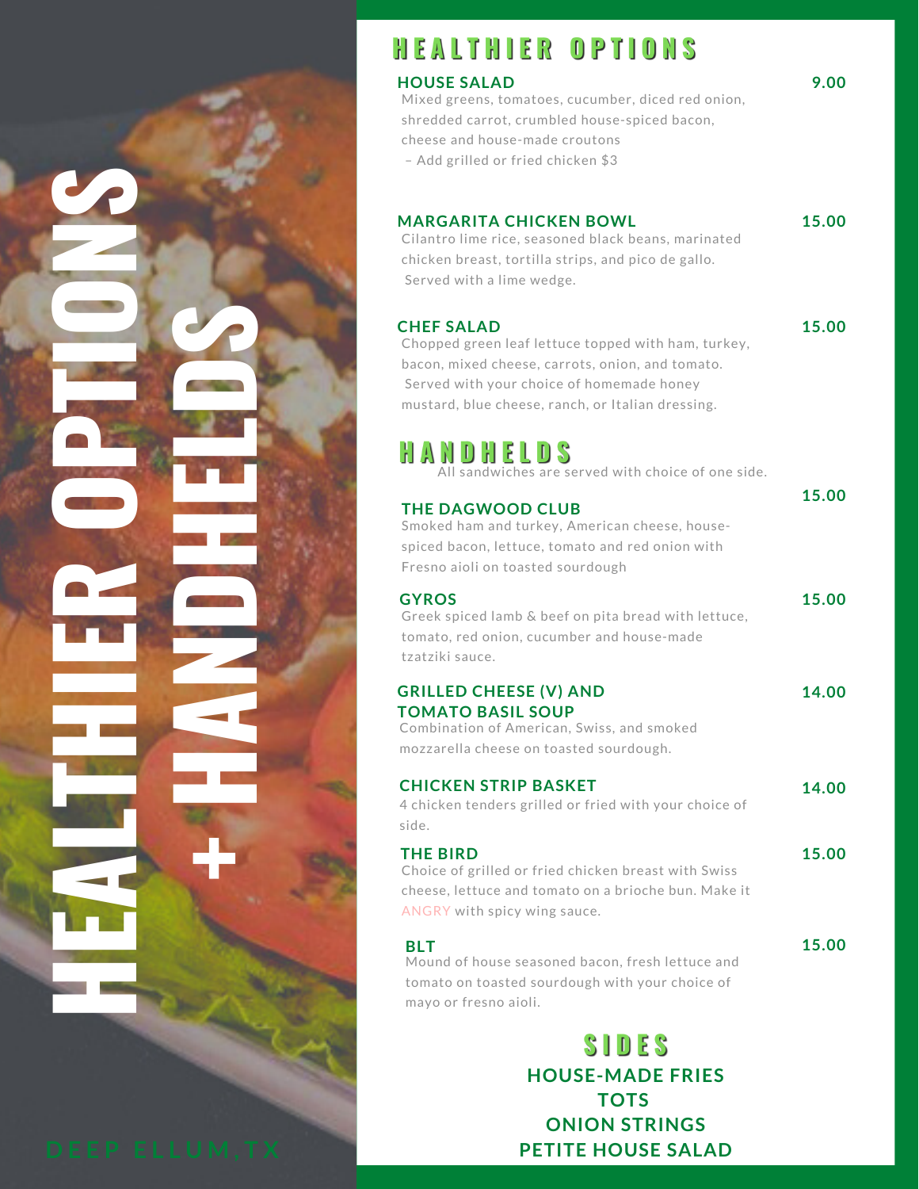# HEALTHIER OPTIONS + HANDHELDS

## HEALTHIER OPTIONS

**HOUSE SALAD** — **9.00**

Mixed greens, tomatoes, cucumber, diced red onion, shredded carrot, crumbled house-spiced bacon, cheese and house-made croutons

– Add grilled or fried chicken $3

**MARGARITA CHICKEN BOWL** — **15.00**

Cilantro lime rice, seasoned black beans, marinated chicken breast, tortilla strips, and pico de gallo. Served with a lime wedge.

**CHEF SALAD** — **15.00**

Chopped green leaf lettuce topped with ham, turkey, bacon, mixed cheese, carrots, onion, and tomato. Served with your choice of homemade honey mustard, blue cheese, ranch, or Italian dressing.

## HANDHELDS

All sandwiches are served with choice of one side.

**THE DAGWOOD CLUB** — **15.00**

Smoked ham and turkey, American cheese, house-spiced bacon, lettuce, tomato and red onion with Fresno aioli on toasted sourdough

**GYROS** — **15.00**

Greek spiced lamb & beef on pita bread with lettuce, tomato, red onion, cucumber and house-made tzatziki sauce.

**GRILLED CHEESE (V) AND TOMATO BASIL SOUP** — **14.00**

Combination of American, Swiss, and smoked mozzarella cheese on toasted sourdough.

**CHICKEN STRIP BASKET** — **14.00**

4 chicken tenders grilled or fried with your choice of side.

**THE BIRD** — **15.00**

Choice of grilled or fried chicken breast with Swiss cheese, lettuce and tomato on a brioche bun. Make it ANGRY with spicy wing sauce.

**BLT** — **15.00**

Mound of house seasoned bacon, fresh lettuce and tomato on toasted sourdough with your choice of mayo or fresno aioli.

## SIDES

**HOUSE-MADE FRIES**

**TOTS**

**ONION STRINGS**

**PETITE HOUSE SALAD**

DEEP ELLUM, TX